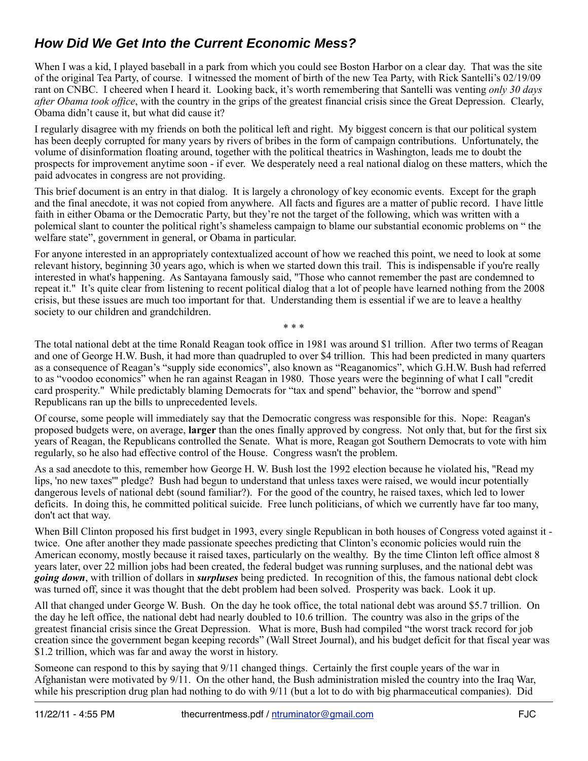## *How Did We Get Into the Current Economic Mess?*

When I was a kid, I played baseball in a park from which you could see Boston Harbor on a clear day. That was the site of the original Tea Party, of course. I witnessed the moment of birth of the new Tea Party, with Rick Santelli's 02/19/09 rant on CNBC. I cheered when I heard it. Looking back, it's worth remembering that Santelli was venting *only 30 days after Obama took office*, with the country in the grips of the greatest financial crisis since the Great Depression. Clearly, Obama didn't cause it, but what did cause it?

I regularly disagree with my friends on both the political left and right. My biggest concern is that our political system has been deeply corrupted for many years by rivers of bribes in the form of campaign contributions. Unfortunately, the volume of disinformation floating around, together with the political theatrics in Washington, leads me to doubt the prospects for improvement anytime soon - if ever. We desperately need a real national dialog on these matters, which the paid advocates in congress are not providing.

This brief document is an entry in that dialog. It is largely a chronology of key economic events. Except for the graph and the final anecdote, it was not copied from anywhere. All facts and figures are a matter of public record. I have little faith in either Obama or the Democratic Party, but they're not the target of the following, which was written with a polemical slant to counter the political right's shameless campaign to blame our substantial economic problems on " the welfare state", government in general, or Obama in particular.

For anyone interested in an appropriately contextualized account of how we reached this point, we need to look at some relevant history, beginning 30 years ago, which is when we started down this trail. This is indispensable if you're really interested in what's happening. As Santayana famously said, "Those who cannot remember the past are condemned to repeat it." It's quite clear from listening to recent political dialog that a lot of people have learned nothing from the 2008 crisis, but these issues are much too important for that. Understanding them is essential if we are to leave a healthy society to our children and grandchildren.

\* \* \*

The total national debt at the time Ronald Reagan took office in 1981 was around $1 trillion. After two terms of Reagan and one of George H.W. Bush, it had more than quadrupled to over $4 trillion. This had been predicted in many quarters as a consequence of Reagan's "supply side economics", also known as "Reaganomics", which G.H.W. Bush had referred to as "voodoo economics" when he ran against Reagan in 1980. Those years were the beginning of what I call "credit card prosperity." While predictably blaming Democrats for "tax and spend" behavior, the "borrow and spend" Republicans ran up the bills to unprecedented levels.

Of course, some people will immediately say that the Democratic congress was responsible for this. Nope: Reagan's proposed budgets were, on average, **larger** than the ones finally approved by congress. Not only that, but for the first six years of Reagan, the Republicans controlled the Senate. What is more, Reagan got Southern Democrats to vote with him regularly, so he also had effective control of the House. Congress wasn't the problem.

As a sad anecdote to this, remember how George H. W. Bush lost the 1992 election because he violated his, "Read my lips, 'no new taxes'" pledge? Bush had begun to understand that unless taxes were raised, we would incur potentially dangerous levels of national debt (sound familiar?). For the good of the country, he raised taxes, which led to lower deficits. In doing this, he committed political suicide. Free lunch politicians, of which we currently have far too many, don't act that way.

When Bill Clinton proposed his first budget in 1993, every single Republican in both houses of Congress voted against it - twice. One after another they made passionate speeches predicting that Clinton's economic policies would ruin the American economy, mostly because it raised taxes, particularly on the wealthy. By the time Clinton left office almost 8 years later, over 22 million jobs had been created, the federal budget was running surpluses, and the national debt was ***going down***, with trillion of dollars in ***surpluses*** being predicted. In recognition of this, the famous national debt clock was turned off, since it was thought that the debt problem had been solved. Prosperity was back. Look it up.

All that changed under George W. Bush. On the day he took office, the total national debt was around $5.7 trillion. On the day he left office, the national debt had nearly doubled to 10.6 trillion. The country was also in the grips of the greatest financial crisis since the Great Depression. What is more, Bush had compiled "the worst track record for job creation since the government began keeping records" (Wall Street Journal), and his budget deficit for that fiscal year was $1.2 trillion, which was far and away the worst in history.

Someone can respond to this by saying that 9/11 changed things. Certainly the first couple years of the war in Afghanistan were motivated by 9/11. On the other hand, the Bush administration misled the country into the Iraq War, while his prescription drug plan had nothing to do with 9/11 (but a lot to do with big pharmaceutical companies). Did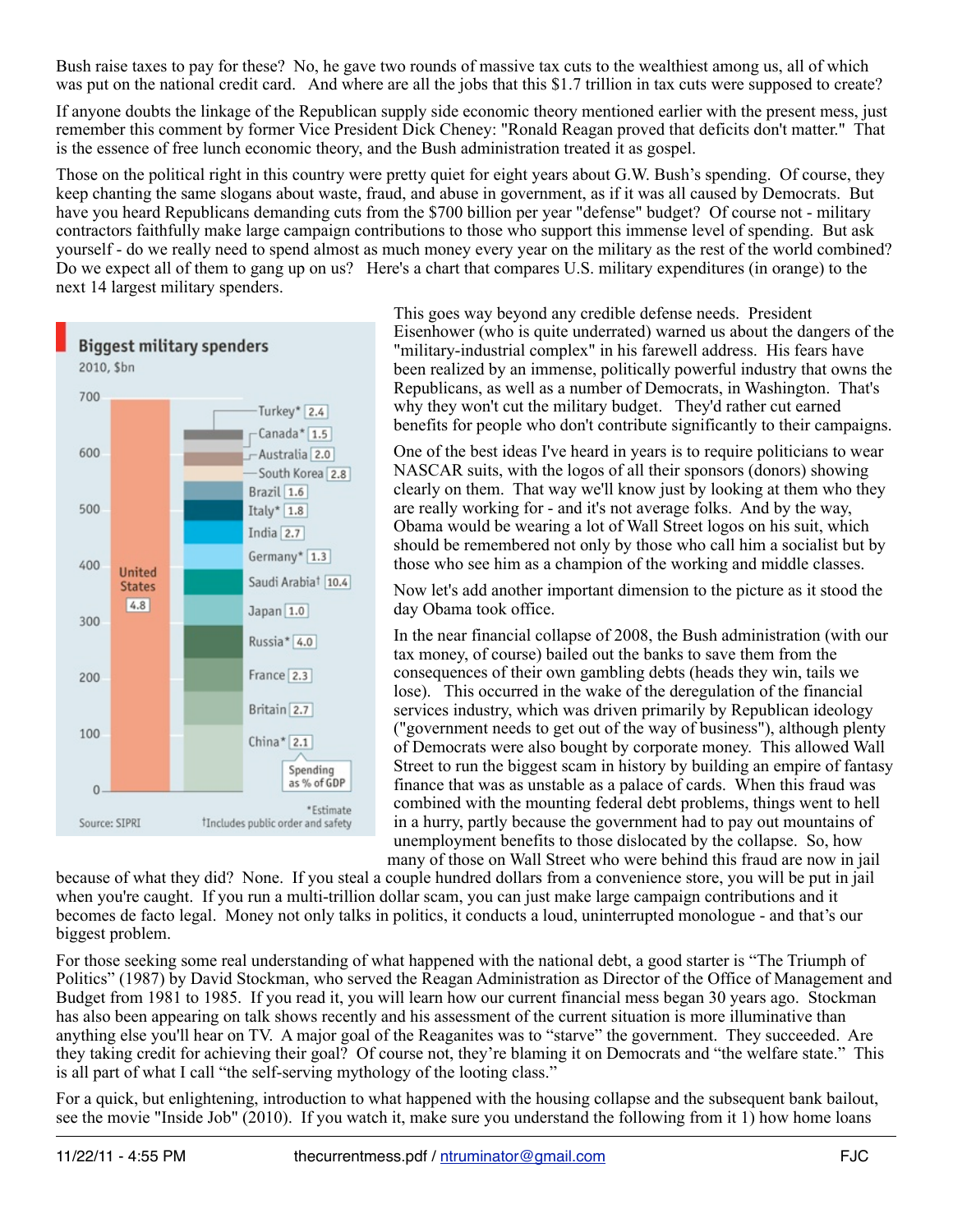Bush raise taxes to pay for these? No, he gave two rounds of massive tax cuts to the wealthiest among us, all of which was put on the national credit card. And where are all the jobs that this $1.7 trillion in tax cuts were supposed to create?

If anyone doubts the linkage of the Republican supply side economic theory mentioned earlier with the present mess, just remember this comment by former Vice President Dick Cheney: "Ronald Reagan proved that deficits don't matter." That is the essence of free lunch economic theory, and the Bush administration treated it as gospel.

Those on the political right in this country were pretty quiet for eight years about G.W. Bush's spending. Of course, they keep chanting the same slogans about waste, fraud, and abuse in government, as if it was all caused by Democrats. But have you heard Republicans demanding cuts from the $700 billion per year "defense" budget? Of course not - military contractors faithfully make large campaign contributions to those who support this immense level of spending. But ask yourself - do we really need to spend almost as much money every year on the military as the rest of the world combined? Do we expect all of them to gang up on us? Here's a chart that compares U.S. military expenditures (in orange) to the next 14 largest military spenders.

**Biggest military spenders**
2010, $bn

| Country | Spending as % of GDP |
|---|---|
| United States | 4.8 |
| Turkey* | 2.4 |
| Canada* | 1.5 |
| Australia | 2.0 |
| South Korea | 2.8 |
| Brazil | 1.6 |
| Italy* | 1.8 |
| India | 2.7 |
| Germany* | 1.3 |
| Saudi Arabia† | 10.4 |
| Japan | 1.0 |
| Russia* | 4.0 |
| France | 2.3 |
| Britain | 2.7 |
| China* | 2.1 |

Source: SIPRI
*Estimate
†Includes public order and safety

This goes way beyond any credible defense needs. President Eisenhower (who is quite underrated) warned us about the dangers of the "military-industrial complex" in his farewell address. His fears have been realized by an immense, politically powerful industry that owns the Republicans, as well as a number of Democrats, in Washington. That's why they won't cut the military budget. They'd rather cut earned benefits for people who don't contribute significantly to their campaigns.

One of the best ideas I've heard in years is to require politicians to wear NASCAR suits, with the logos of all their sponsors (donors) showing clearly on them. That way we'll know just by looking at them who they are really working for - and it's not average folks. And by the way, Obama would be wearing a lot of Wall Street logos on his suit, which should be remembered not only by those who call him a socialist but by those who see him as a champion of the working and middle classes.

Now let's add another important dimension to the picture as it stood the day Obama took office.

In the near financial collapse of 2008, the Bush administration (with our tax money, of course) bailed out the banks to save them from the consequences of their own gambling debts (heads they win, tails we lose). This occurred in the wake of the deregulation of the financial services industry, which was driven primarily by Republican ideology ("government needs to get out of the way of business"), although plenty of Democrats were also bought by corporate money. This allowed Wall Street to run the biggest scam in history by building an empire of fantasy finance that was as unstable as a palace of cards. When this fraud was combined with the mounting federal debt problems, things went to hell in a hurry, partly because the government had to pay out mountains of unemployment benefits to those dislocated by the collapse. So, how many of those on Wall Street who were behind this fraud are now in jail because of what they did? None. If you steal a couple hundred dollars from a convenience store, you will be put in jail when you're caught. If you run a multi-trillion dollar scam, you can just make large campaign contributions and it becomes de facto legal. Money not only talks in politics, it conducts a loud, uninterrupted monologue - and that's our biggest problem.

For those seeking some real understanding of what happened with the national debt, a good starter is "The Triumph of Politics" (1987) by David Stockman, who served the Reagan Administration as Director of the Office of Management and Budget from 1981 to 1985. If you read it, you will learn how our current financial mess began 30 years ago. Stockman has also been appearing on talk shows recently and his assessment of the current situation is more illuminative than anything else you'll hear on TV. A major goal of the Reaganites was to "starve" the government. They succeeded. Are they taking credit for achieving their goal? Of course not, they're blaming it on Democrats and "the welfare state." This is all part of what I call "the self-serving mythology of the looting class."

For a quick, but enlightening, introduction to what happened with the housing collapse and the subsequent bank bailout, see the movie "Inside Job" (2010). If you watch it, make sure you understand the following from it 1) how home loans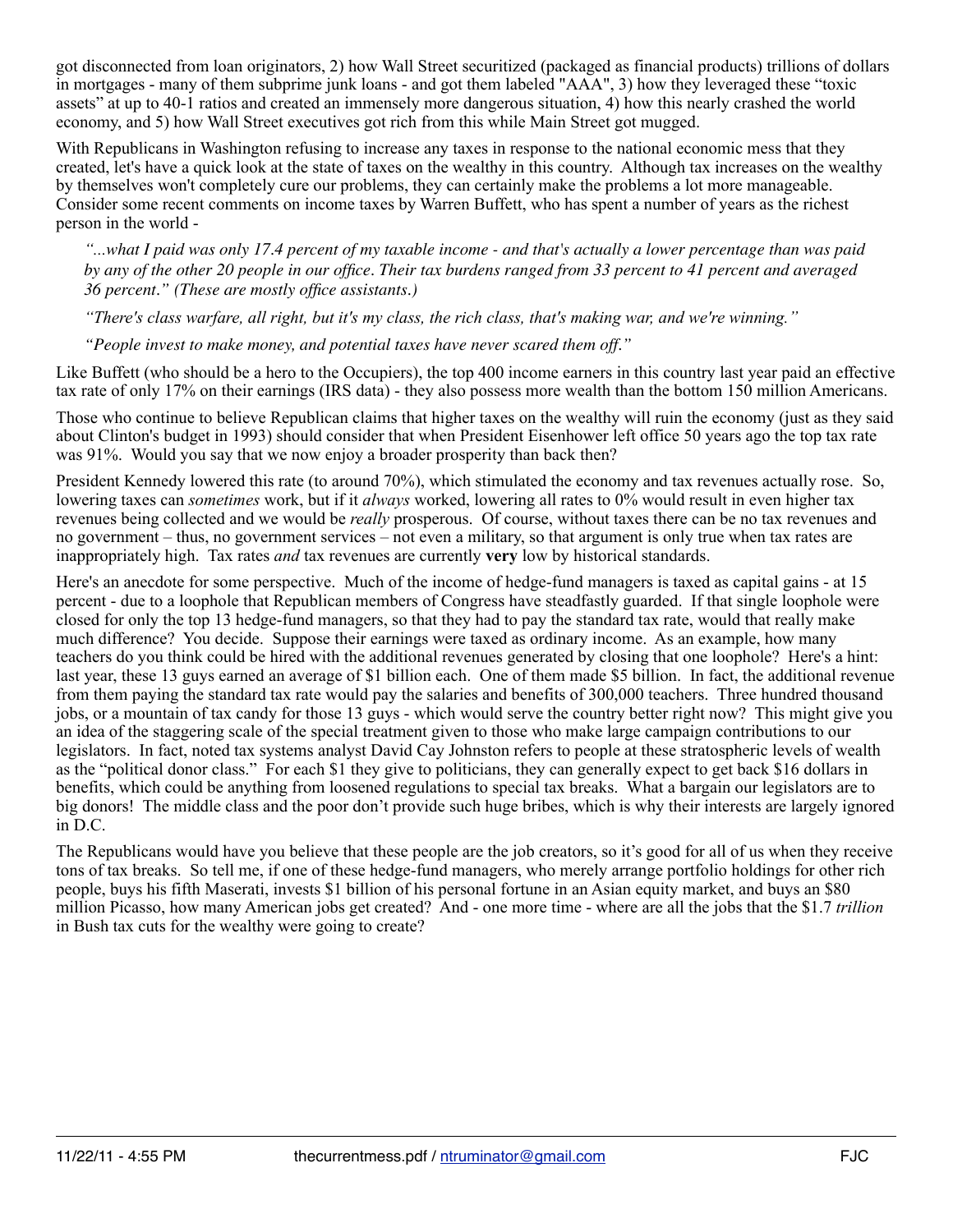got disconnected from loan originators, 2) how Wall Street securitized (packaged as financial products) trillions of dollars in mortgages - many of them subprime junk loans - and got them labeled "AAA", 3) how they leveraged these "toxic assets" at up to 40-1 ratios and created an immensely more dangerous situation, 4) how this nearly crashed the world economy, and 5) how Wall Street executives got rich from this while Main Street got mugged.

With Republicans in Washington refusing to increase any taxes in response to the national economic mess that they created, let's have a quick look at the state of taxes on the wealthy in this country. Although tax increases on the wealthy by themselves won't completely cure our problems, they can certainly make the problems a lot more manageable. Consider some recent comments on income taxes by Warren Buffett, who has spent a number of years as the richest person in the world -

> *"...what I paid was only 17.4 percent of my taxable income - and that's actually a lower percentage than was paid by any of the other 20 people in our office. Their tax burdens ranged from 33 percent to 41 percent and averaged 36 percent." (These are mostly office assistants.)*
>
> *"There's class warfare, all right, but it's my class, the rich class, that's making war, and we're winning."*
>
> *"People invest to make money, and potential taxes have never scared them off."*

Like Buffett (who should be a hero to the Occupiers), the top 400 income earners in this country last year paid an effective tax rate of only 17% on their earnings (IRS data) - they also possess more wealth than the bottom 150 million Americans.

Those who continue to believe Republican claims that higher taxes on the wealthy will ruin the economy (just as they said about Clinton's budget in 1993) should consider that when President Eisenhower left office 50 years ago the top tax rate was 91%. Would you say that we now enjoy a broader prosperity than back then?

President Kennedy lowered this rate (to around 70%), which stimulated the economy and tax revenues actually rose. So, lowering taxes can *sometimes* work, but if it *always* worked, lowering all rates to 0% would result in even higher tax revenues being collected and we would be *really* prosperous. Of course, without taxes there can be no tax revenues and no government – thus, no government services – not even a military, so that argument is only true when tax rates are inappropriately high. Tax rates *and* tax revenues are currently **very** low by historical standards.

Here's an anecdote for some perspective. Much of the income of hedge-fund managers is taxed as capital gains - at 15 percent - due to a loophole that Republican members of Congress have steadfastly guarded. If that single loophole were closed for only the top 13 hedge-fund managers, so that they had to pay the standard tax rate, would that really make much difference? You decide. Suppose their earnings were taxed as ordinary income. As an example, how many teachers do you think could be hired with the additional revenues generated by closing that one loophole? Here's a hint: last year, these 13 guys earned an average of $1 billion each. One of them made $5 billion. In fact, the additional revenue from them paying the standard tax rate would pay the salaries and benefits of 300,000 teachers. Three hundred thousand jobs, or a mountain of tax candy for those 13 guys - which would serve the country better right now? This might give you an idea of the staggering scale of the special treatment given to those who make large campaign contributions to our legislators. In fact, noted tax systems analyst David Cay Johnston refers to people at these stratospheric levels of wealth as the "political donor class." For each $1 they give to politicians, they can generally expect to get back $16 dollars in benefits, which could be anything from loosened regulations to special tax breaks. What a bargain our legislators are to big donors! The middle class and the poor don't provide such huge bribes, which is why their interests are largely ignored in D.C.

The Republicans would have you believe that these people are the job creators, so it's good for all of us when they receive tons of tax breaks. So tell me, if one of these hedge-fund managers, who merely arrange portfolio holdings for other rich people, buys his fifth Maserati, invests $1 billion of his personal fortune in an Asian equity market, and buys an $80 million Picasso, how many American jobs get created? And - one more time - where are all the jobs that the $1.7 *trillion* in Bush tax cuts for the wealthy were going to create?